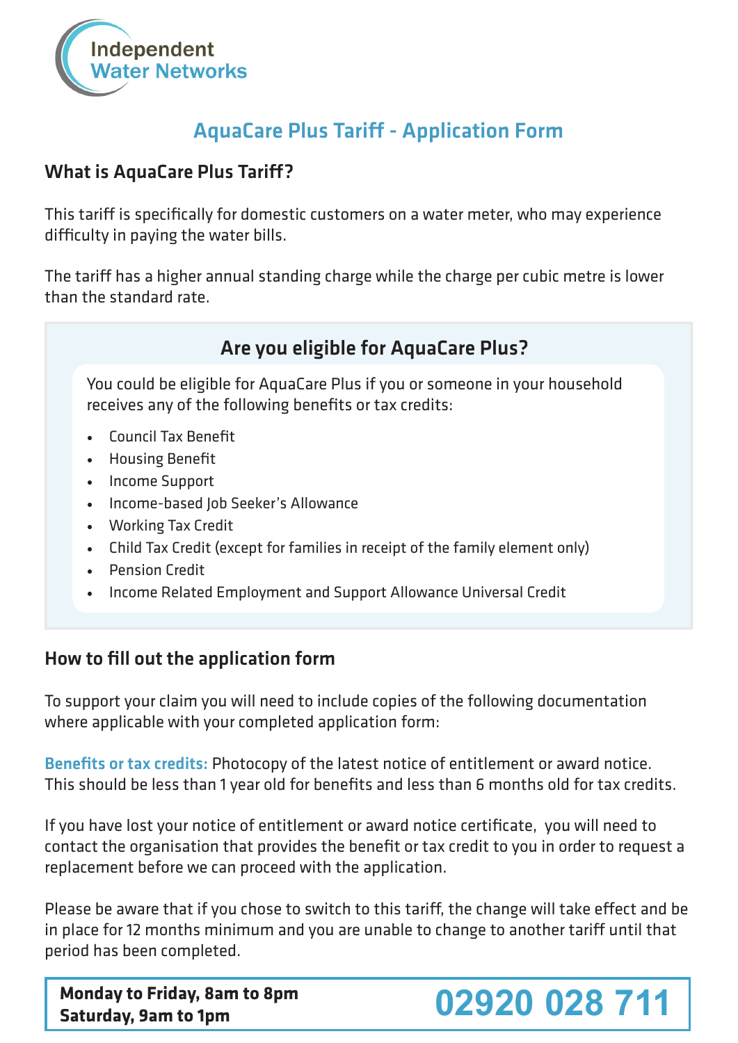Independent
Water Networks

# AquaCare Plus Tariff - Application Form

## What is AquaCare Plus Tariff?

This tariff is specifically for domestic customers on a water meter, who may experience difficulty in paying the water bills.

The tariff has a higher annual standing charge while the charge per cubic metre is lower than the standard rate.

### Are you eligible for AquaCare Plus?

You could be eligible for AquaCare Plus if you or someone in your household receives any of the following benefits or tax credits:

- Council Tax Benefit
- Housing Benefit
- Income Support
- Income-based Job Seeker's Allowance
- Working Tax Credit
- Child Tax Credit (except for families in receipt of the family element only)
- Pension Credit
- Income Related Employment and Support Allowance Universal Credit

## How to fill out the application form

To support your claim you will need to include copies of the following documentation where applicable with your completed application form:

**Benefits or tax credits:** Photocopy of the latest notice of entitlement or award notice. This should be less than 1 year old for benefits and less than 6 months old for tax credits.

If you have lost your notice of entitlement or award notice certificate, you will need to contact the organisation that provides the benefit or tax credit to you in order to request a replacement before we can proceed with the application.

Please be aware that if you chose to switch to this tariff, the change will take effect and be in place for 12 months minimum and you are unable to change to another tariff until that period has been completed.

**Monday to Friday, 8am to 8pm**
**Saturday, 9am to 1pm**

**02920 028 711**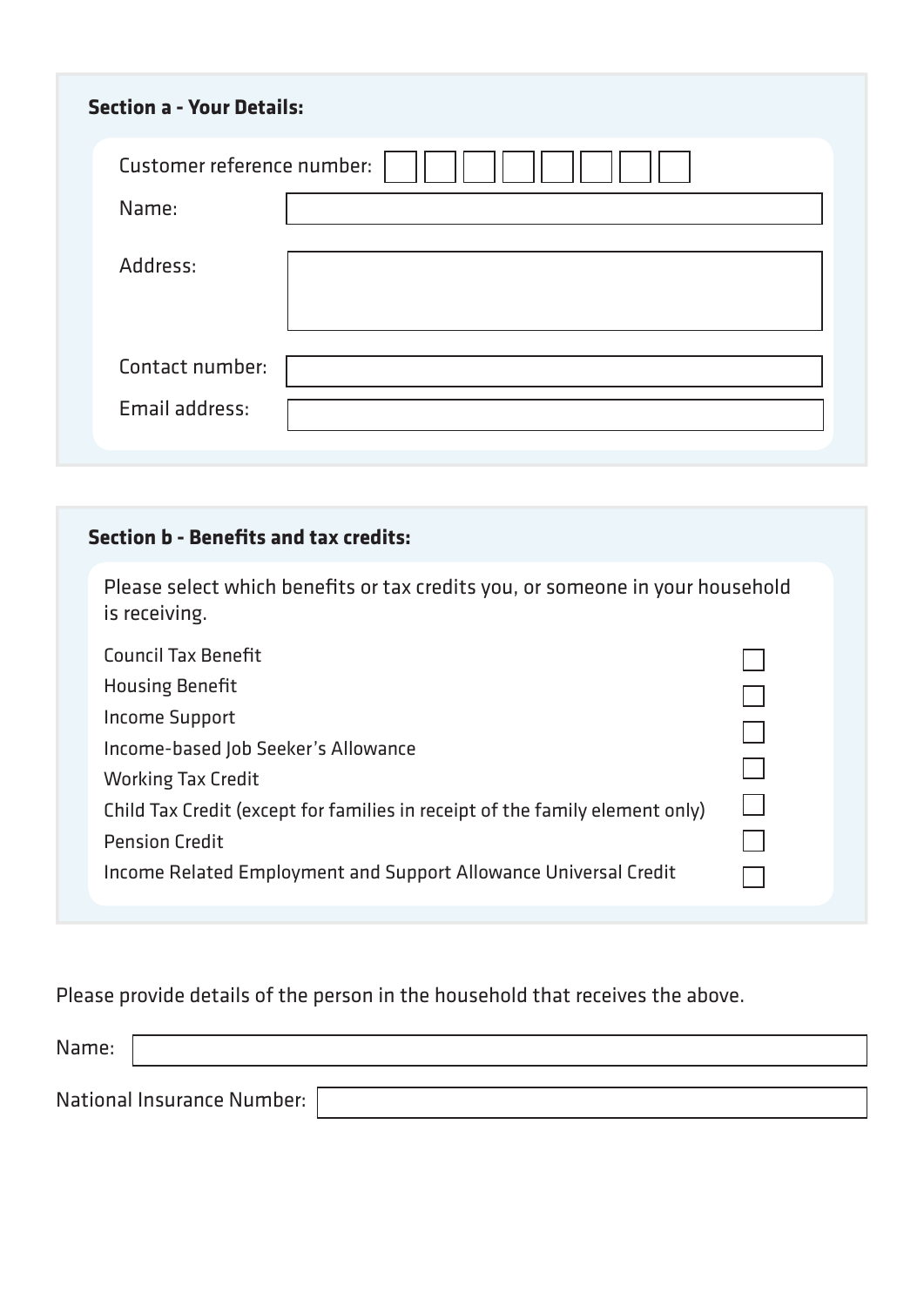### Section a - Your Details:

Customer reference number: ☐☐☐☐☐☐☐☐

Name:

Address:

Contact number:

Email address:

### Section b - Benefits and tax credits:

Please select which benefits or tax credits you, or someone in your household is receiving.

- ☐ Council Tax Benefit
- ☐ Housing Benefit
- ☐ Income Support
- ☐ Income-based Job Seeker's Allowance
- ☐ Working Tax Credit
- ☐ Child Tax Credit (except for families in receipt of the family element only)
- ☐ Pension Credit
- ☐ Income Related Employment and Support Allowance Universal Credit

Please provide details of the person in the household that receives the above.

Name:

National Insurance Number: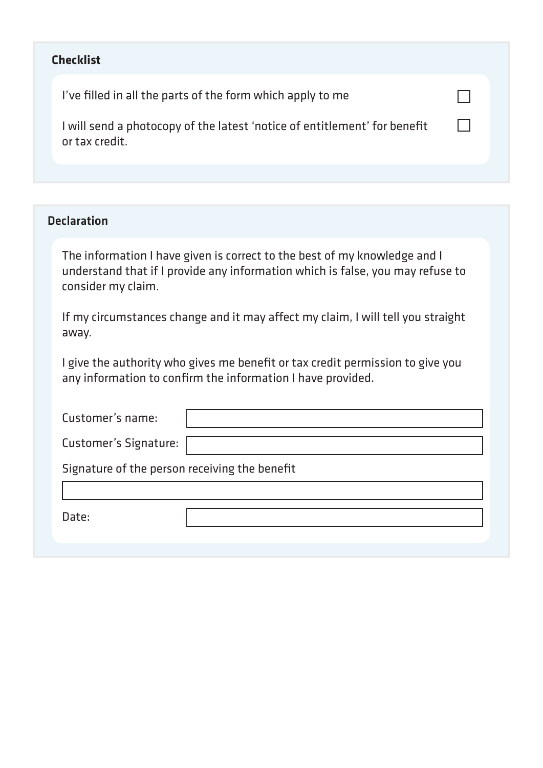## Checklist

- [ ] I've filled in all the parts of the form which apply to me
- [ ] I will send a photocopy of the latest 'notice of entitlement' for benefit or tax credit.

## Declaration

The information I have given is correct to the best of my knowledge and I understand that if I provide any information which is false, you may refuse to consider my claim.

If my circumstances change and it may affect my claim, I will tell you straight away.

I give the authority who gives me benefit or tax credit permission to give you any information to confirm the information I have provided.

Customer's name:

Customer's Signature:

Signature of the person receiving the benefit

Date: